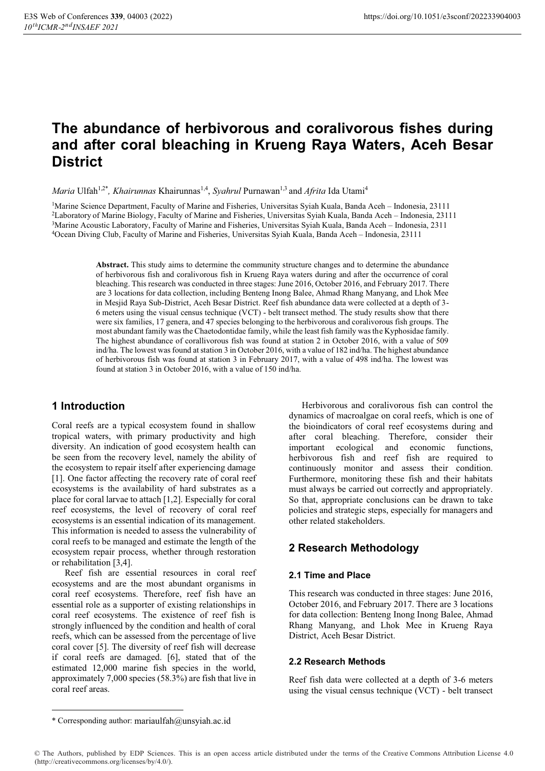# The abundance of herbivorous and coralivorous fishes during and after coral bleaching in Krueng Raya Waters, Aceh Besar District

*Maria* Ulfah[1,2*], *Khairunnas* Khairunnas[1,4], *Syahrul* Purnawan[1,3] and *Afrita* Ida Utami[4]

[1]Marine Science Department, Faculty of Marine and Fisheries, Universitas Syiah Kuala, Banda Aceh – Indonesia, 23111
[2]Laboratory of Marine Biology, Faculty of Marine and Fisheries, Universitas Syiah Kuala, Banda Aceh – Indonesia, 23111
[3]Marine Acoustic Laboratory, Faculty of Marine and Fisheries, Universitas Syiah Kuala, Banda Aceh – Indonesia, 2311
[4]Ocean Diving Club, Faculty of Marine and Fisheries, Universitas Syiah Kuala, Banda Aceh – Indonesia, 23111

**Abstract.** This study aims to determine the community structure changes and to determine the abundance of herbivorous fish and coralivorous fish in Krueng Raya waters during and after the occurrence of coral bleaching. This research was conducted in three stages: June 2016, October 2016, and February 2017. There are 3 locations for data collection, including Benteng Inong Balee, Ahmad Rhang Manyang, and Lhok Mee in Mesjid Raya Sub-District, Aceh Besar District. Reef fish abundance data were collected at a depth of 3-6 meters using the visual census technique (VCT) - belt transect method. The study results show that there were six families, 17 genera, and 47 species belonging to the herbivorous and coralivorous fish groups. The most abundant family was the Chaetodontidae family, while the least fish family was the Kyphosidae family. The highest abundance of corallivorous fish was found at station 2 in October 2016, with a value of 509 ind/ha. The lowest was found at station 3 in October 2016, with a value of 182 ind/ha. The highest abundance of herbivorous fish was found at station 3 in February 2017, with a value of 498 ind/ha. The lowest was found at station 3 in October 2016, with a value of 150 ind/ha.

## 1 Introduction

Coral reefs are a typical ecosystem found in shallow tropical waters, with primary productivity and high diversity. An indication of good ecosystem health can be seen from the recovery level, namely the ability of the ecosystem to repair itself after experiencing damage [1]. One factor affecting the recovery rate of coral reef ecosystems is the availability of hard substrates as a place for coral larvae to attach [1,2]. Especially for coral reef ecosystems, the level of recovery of coral reef ecosystems is an essential indication of its management. This information is needed to assess the vulnerability of coral reefs to be managed and estimate the length of the ecosystem repair process, whether through restoration or rehabilitation [3,4].

Reef fish are essential resources in coral reef ecosystems and are the most abundant organisms in coral reef ecosystems. Therefore, reef fish have an essential role as a supporter of existing relationships in coral reef ecosystems. The existence of reef fish is strongly influenced by the condition and health of coral reefs, which can be assessed from the percentage of live coral cover [5]. The diversity of reef fish will decrease if coral reefs are damaged. [6], stated that of the estimated 12,000 marine fish species in the world, approximately 7,000 species (58.3%) are fish that live in coral reef areas.

Herbivorous and coralivorous fish can control the dynamics of macroalgae on coral reefs, which is one of the bioindicators of coral reef ecosystems during and after coral bleaching. Therefore, consider their important ecological and economic functions, herbivorous fish and reef fish are required to continuously monitor and assess their condition. Furthermore, monitoring these fish and their habitats must always be carried out correctly and appropriately. So that, appropriate conclusions can be drawn to take policies and strategic steps, especially for managers and other related stakeholders.

## 2 Research Methodology

### 2.1 Time and Place

This research was conducted in three stages: June 2016, October 2016, and February 2017. There are 3 locations for data collection: Benteng Inong Inong Balee, Ahmad Rhang Manyang, and Lhok Mee in Krueng Raya District, Aceh Besar District.

### 2.2 Research Methods

Reef fish data were collected at a depth of 3-6 meters using the visual census technique (VCT) - belt transect

* Corresponding author: mariaulfah@unsyiah.ac.id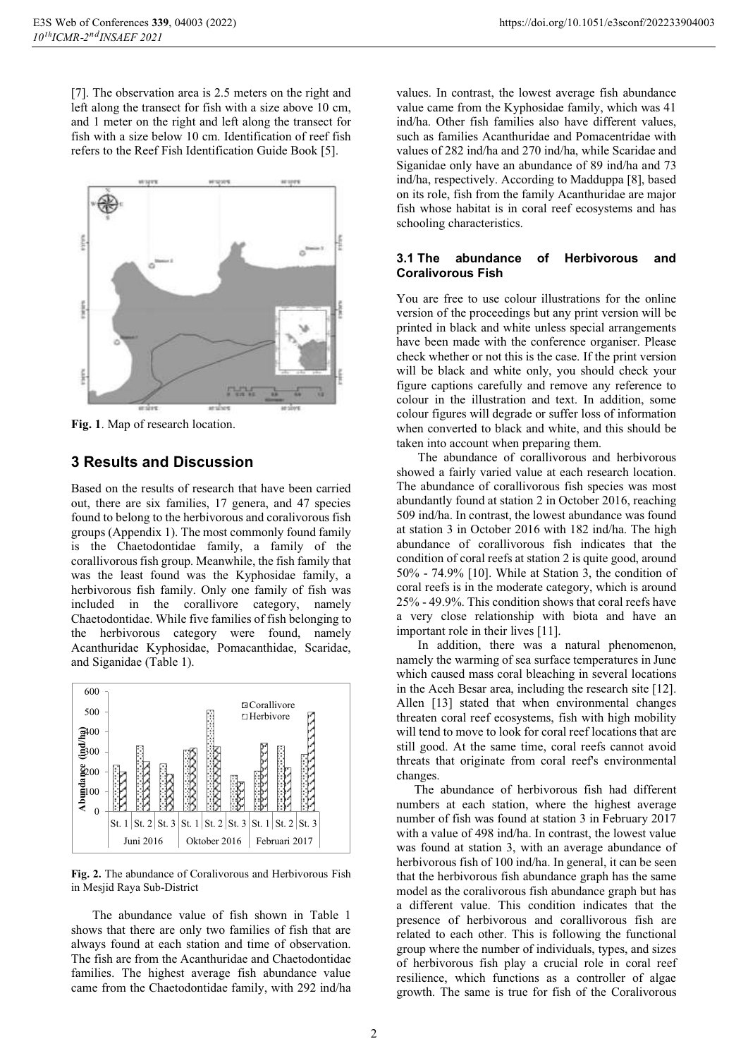[7]. The observation area is 2.5 meters on the right and left along the transect for fish with a size above 10 cm, and 1 meter on the right and left along the transect for fish with a size below 10 cm. Identification of reef fish refers to the Reef Fish Identification Guide Book [5].

**Fig. 1**. Map of research location.

# 3 Results and Discussion

Based on the results of research that have been carried out, there are six families, 17 genera, and 47 species found to belong to the herbivorous and coralivorous fish groups (Appendix 1). The most commonly found family is the Chaetodontidae family, a family of the corallivorous fish group. Meanwhile, the fish family that was the least found was the Kyphosidae family, a herbivorous fish family. Only one family of fish was included in the corallivore category, namely Chaetodontidae. While five families of fish belonging to the herbivorous category were found, namely Acanthuridae Kyphosidae, Pomacanthidae, Scaridae, and Siganidae (Table 1).

**Fig. 2.** The abundance of Coralivorous and Herbivorous Fish in Mesjid Raya Sub-District

The abundance value of fish shown in Table 1 shows that there are only two families of fish that are always found at each station and time of observation. The fish are from the Acanthuridae and Chaetodontidae families. The highest average fish abundance value came from the Chaetodontidae family, with 292 ind/ha values. In contrast, the lowest average fish abundance value came from the Kyphosidae family, which was 41 ind/ha. Other fish families also have different values, such as families Acanthuridae and Pomacentridae with values of 282 ind/ha and 270 ind/ha, while Scaridae and Siganidae only have an abundance of 89 ind/ha and 73 ind/ha, respectively. According to Madduppa [8], based on its role, fish from the family Acanthuridae are major fish whose habitat is in coral reef ecosystems and has schooling characteristics.

## 3.1 The abundance of Herbivorous and Coralivorous Fish

You are free to use colour illustrations for the online version of the proceedings but any print version will be printed in black and white unless special arrangements have been made with the conference organiser. Please check whether or not this is the case. If the print version will be black and white only, you should check your figure captions carefully and remove any reference to colour in the illustration and text. In addition, some colour figures will degrade or suffer loss of information when converted to black and white, and this should be taken into account when preparing them.

The abundance of corallivorous and herbivorous showed a fairly varied value at each research location. The abundance of corallivorous fish species was most abundantly found at station 2 in October 2016, reaching 509 ind/ha. In contrast, the lowest abundance was found at station 3 in October 2016 with 182 ind/ha. The high abundance of corallivorous fish indicates that the condition of coral reefs at station 2 is quite good, around 50% - 74.9% [10]. While at Station 3, the condition of coral reefs is in the moderate category, which is around 25% - 49.9%. This condition shows that coral reefs have a very close relationship with biota and have an important role in their lives [11].

In addition, there was a natural phenomenon, namely the warming of sea surface temperatures in June which caused mass coral bleaching in several locations in the Aceh Besar area, including the research site [12]. Allen [13] stated that when environmental changes threaten coral reef ecosystems, fish with high mobility will tend to move to look for coral reef locations that are still good. At the same time, coral reefs cannot avoid threats that originate from coral reef's environmental changes.

The abundance of herbivorous fish had different numbers at each station, where the highest average number of fish was found at station 3 in February 2017 with a value of 498 ind/ha. In contrast, the lowest value was found at station 3, with an average abundance of herbivorous fish of 100 ind/ha. In general, it can be seen that the herbivorous fish abundance graph has the same model as the coralivorous fish abundance graph but has a different value. This condition indicates that the presence of herbivorous and corallivorous fish are related to each other. This is following the functional group where the number of individuals, types, and sizes of herbivorous fish play a crucial role in coral reef resilience, which functions as a controller of algae growth. The same is true for fish of the Coralivorous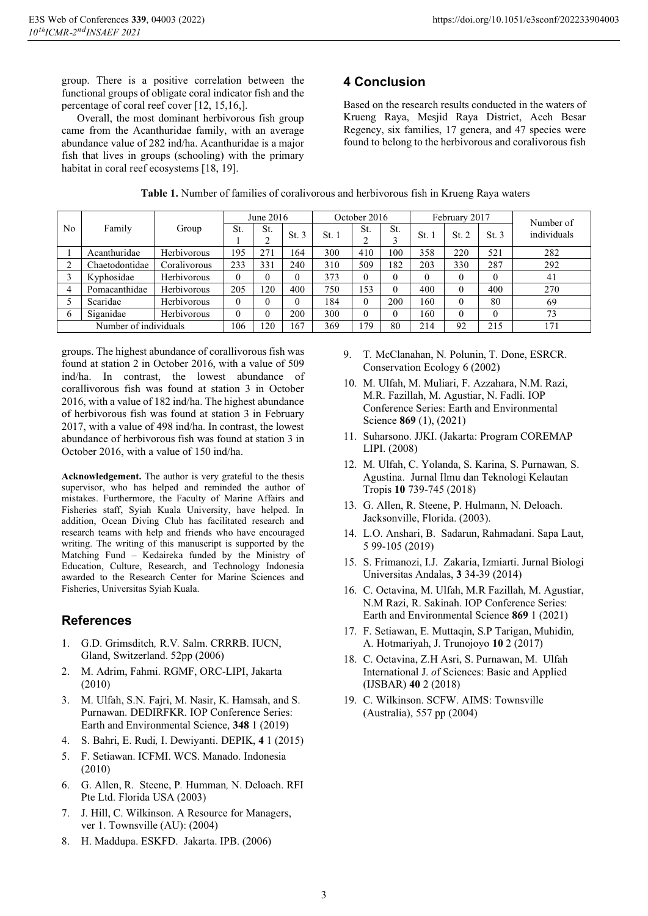group. There is a positive correlation between the functional groups of obligate coral indicator fish and the percentage of coral reef cover [12, 15,16,].

Overall, the most dominant herbivorous fish group came from the Acanthuridae family, with an average abundance value of 282 ind/ha. Acanthuridae is a major fish that lives in groups (schooling) with the primary habitat in coral reef ecosystems [18, 19].

## 4 Conclusion

Based on the research results conducted in the waters of Krueng Raya, Mesjid Raya District, Aceh Besar Regency, six families, 17 genera, and 47 species were found to belong to the herbivorous and coralivorous fish groups. The highest abundance of corallivorous fish was found at station 2 in October 2016, with a value of 509 ind/ha. In contrast, the lowest abundance of corallivorous fish was found at station 3 in October 2016, with a value of 182 ind/ha. The highest abundance of herbivorous fish was found at station 3 in February 2017, with a value of 498 ind/ha. In contrast, the lowest abundance of herbivorous fish was found at station 3 in October 2016, with a value of 150 ind/ha.

**Table 1.** Number of families of coralivorous and herbivorous fish in Krueng Raya waters

| No | Family | Group | June 2016 | | | October 2016 | | | February 2017 | | | Number of individuals |
|---|---|---|---|---|---|---|---|---|---|---|---|---|
| | | | St. 1 | St. 2 | St. 3 | St. 1 | St. 2 | St. 3 | St. 1 | St. 2 | St. 3 | |
| 1 | Acanthuridae | Herbivorous | 195 | 271 | 164 | 300 | 410 | 100 | 358 | 220 | 521 | 282 |
| 2 | Chaetodontidae | Coralivorous | 233 | 331 | 240 | 310 | 509 | 182 | 203 | 330 | 287 | 292 |
| 3 | Kyphosidae | Herbivorous | 0 | 0 | 0 | 373 | 0 | 0 | 0 | 0 | 0 | 41 |
| 4 | Pomacanthidae | Herbivorous | 205 | 120 | 400 | 750 | 153 | 0 | 400 | 0 | 400 | 270 |
| 5 | Scaridae | Herbivorous | 0 | 0 | 0 | 184 | 0 | 200 | 160 | 0 | 80 | 69 |
| 6 | Siganidae | Herbivorous | 0 | 0 | 200 | 300 | 0 | 0 | 160 | 0 | 0 | 73 |
| Number of individuals | | | 106 | 120 | 167 | 369 | 179 | 80 | 214 | 92 | 215 | 171 |

**Acknowledgement.** The author is very grateful to the thesis supervisor, who has helped and reminded the author of mistakes. Furthermore, the Faculty of Marine Affairs and Fisheries staff, Syiah Kuala University, have helped. In addition, Ocean Diving Club has facilitated research and research teams with help and friends who have encouraged writing. The writing of this manuscript is supported by the Matching Fund – Kedaireka funded by the Ministry of Education, Culture, Research, and Technology Indonesia awarded to the Research Center for Marine Sciences and Fisheries, Universitas Syiah Kuala.

## References

1. G.D. Grimsditch, R.V. Salm. CRRRB. IUCN, Gland, Switzerland. 52pp (2006)
2. M. Adrim, Fahmi. RGMF, ORC-LIPI, Jakarta (2010)
3. M. Ulfah, S.N. Fajri, M. Nasir, K. Hamsah, and S. Purnawan. DEDIRFKR. IOP Conference Series: Earth and Environmental Science, **348** 1 (2019)
4. S. Bahri, E. Rudi, I. Dewiyanti. DEPIK, **4** 1 (2015)
5. F. Setiawan. ICFMI. WCS. Manado. Indonesia (2010)
6. G. Allen, R. Steene, P. Humman, N. Deloach. RFI Pte Ltd. Florida USA (2003)
7. J. Hill, C. Wilkinson. A Resource for Managers, ver 1. Townsville (AU): (2004)
8. H. Maddupa. ESKFD. Jakarta. IPB. (2006)
9. T. McClanahan, N. Polunin, T. Done, ESRCR. Conservation Ecology 6 (2002)
10. M. Ulfah, M. Muliari, F. Azzahara, N.M. Razi, M.R. Fazillah, M. Agustiar, N. Fadli. IOP Conference Series: Earth and Environmental Science **869** (1), (2021)
11. Suharsono. JJKI. (Jakarta: Program COREMAP LIPI. (2008)
12. M. Ulfah, C. Yolanda, S. Karina, S. Purnawan, S. Agustina. Jurnal Ilmu dan Teknologi Kelautan Tropis **10** 739-745 (2018)
13. G. Allen, R. Steene, P. Hulmann, N. Deloach. Jacksonville, Florida. (2003).
14. L.O. Anshari, B. Sadarun, Rahmadani. Sapa Laut, 5 99-105 (2019)
15. S. Frimanozi, I.J. Zakaria, Izmiarti. Jurnal Biologi Universitas Andalas, **3** 34-39 (2014)
16. C. Octavina, M. Ulfah, M.R Fazillah, M. Agustiar, N.M Razi, R. Sakinah. IOP Conference Series: Earth and Environmental Science **869** 1 (2021)
17. F. Setiawan, E. Muttaqin, S.P Tarigan, Muhidin, A. Hotmariyah, J. Trunojoyo **10** 2 (2017)
18. C. Octavina, Z.H Asri, S. Purnawan, M. Ulfah International J. of Sciences: Basic and Applied (IJSBAR) **40** 2 (2018)
19. C. Wilkinson. SCFW. AIMS: Townsville (Australia), 557 pp (2004)